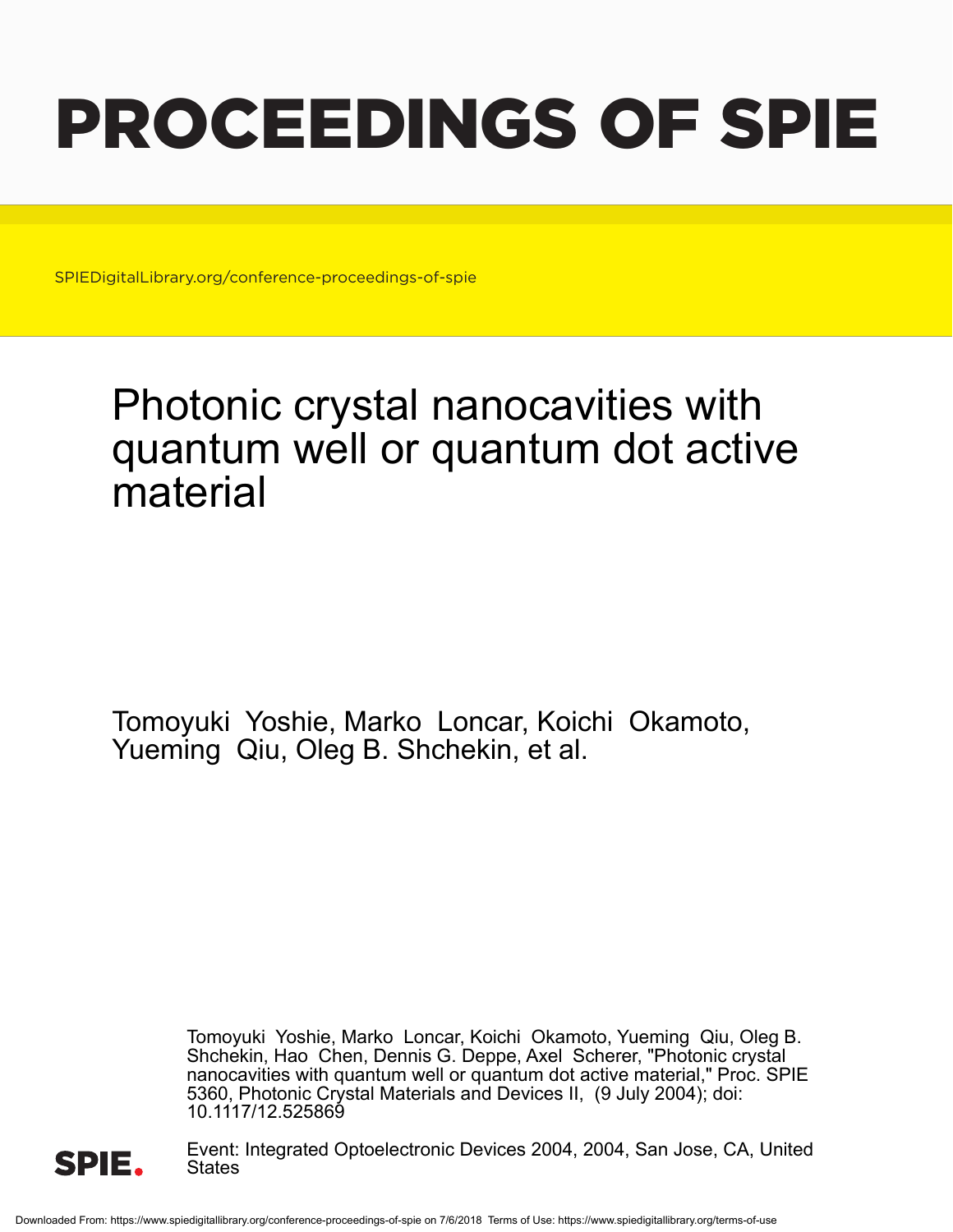# PROCEEDINGS OF SPIE

SPIEDigitalLibrary.org/conference-proceedings-of-spie

# Photonic crystal nanocavities with quantum well or quantum dot active material

Tomoyuki Yoshie, Marko Loncar, Koichi Okamoto, Yueming Qiu, Oleg B. Shchekin, et al.

Tomoyuki Yoshie, Marko Loncar, Koichi Okamoto, Yueming Qiu, Oleg B. Shchekin, Hao Chen, Dennis G. Deppe, Axel Scherer, "Photonic crystal nanocavities with quantum well or quantum dot active material," Proc. SPIE 5360, Photonic Crystal Materials and Devices II, (9 July 2004); doi: 10.1117/12.525869

Event: Integrated Optoelectronic Devices 2004, 2004, San Jose, CA, United States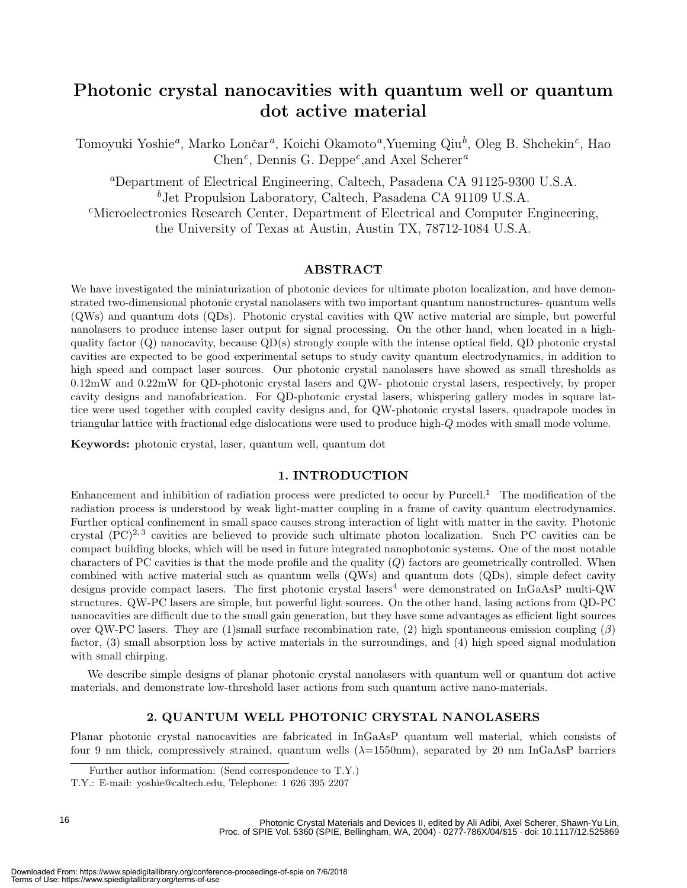# Photonic crystal nanocavities with quantum well or quantum dot active material

Tomoyuki Yoshie[a], Marko Lončar[a], Koichi Okamoto[a], Yueming Qiu[b], Oleg B. Shchekin[c], Hao Chen[c], Dennis G. Deppe[c], and Axel Scherer[a]

[a]Department of Electrical Engineering, Caltech, Pasadena CA 91125-9300 U.S.A.
[b]Jet Propulsion Laboratory, Caltech, Pasadena CA 91109 U.S.A.
[c]Microelectronics Research Center, Department of Electrical and Computer Engineering, the University of Texas at Austin, Austin TX, 78712-1084 U.S.A.

## ABSTRACT

We have investigated the miniaturization of photonic devices for ultimate photon localization, and have demonstrated two-dimensional photonic crystal nanolasers with two important quantum nanostructures- quantum wells (QWs) and quantum dots (QDs). Photonic crystal cavities with QW active material are simple, but powerful nanolasers to produce intense laser output for signal processing. On the other hand, when located in a high-quality factor (Q) nanocavity, because QD(s) strongly couple with the intense optical field, QD photonic crystal cavities are expected to be good experimental setups to study cavity quantum electrodynamics, in addition to high speed and compact laser sources. Our photonic crystal nanolasers have showed as small thresholds as 0.12mW and 0.22mW for QD-photonic crystal lasers and QW- photonic crystal lasers, respectively, by proper cavity designs and nanofabrication. For QD-photonic crystal lasers, whispering gallery modes in square lattice were used together with coupled cavity designs and, for QW-photonic crystal lasers, quadrapole modes in triangular lattice with fractional edge dislocations were used to produce high-$Q$ modes with small mode volume.

**Keywords:** photonic crystal, laser, quantum well, quantum dot

## 1. INTRODUCTION

Enhancement and inhibition of radiation process were predicted to occur by Purcell.[1] The modification of the radiation process is understood by weak light-matter coupling in a frame of cavity quantum electrodynamics. Further optical confinement in small space causes strong interaction of light with matter in the cavity. Photonic crystal (PC)[2,3] cavities are believed to provide such ultimate photon localization. Such PC cavities can be compact building blocks, which will be used in future integrated nanophotonic systems. One of the most notable characters of PC cavities is that the mode profile and the quality ($Q$) factors are geometrically controlled. When combined with active material such as quantum wells (QWs) and quantum dots (QDs), simple defect cavity designs provide compact lasers. The first photonic crystal lasers[4] were demonstrated on InGaAsP multi-QW structures. QW-PC lasers are simple, but powerful light sources. On the other hand, lasing actions from QD-PC nanocavities are difficult due to the small gain generation, but they have some advantages as efficient light sources over QW-PC lasers. They are (1)small surface recombination rate, (2) high spontaneous emission coupling ($\beta$) factor, (3) small absorption loss by active materials in the surroundings, and (4) high speed signal modulation with small chirping.

We describe simple designs of planar photonic crystal nanolasers with quantum well or quantum dot active materials, and demonstrate low-threshold laser actions from such quantum active nano-materials.

## 2. QUANTUM WELL PHOTONIC CRYSTAL NANOLASERS

Planar photonic crystal nanocavities are fabricated in InGaAsP quantum well material, which consists of four 9 nm thick, compressively strained, quantum wells ($\lambda$=1550nm), separated by 20 nm InGaAsP barriers

Further author information: (Send correspondence to T.Y.)
T.Y.: E-mail: yoshie@caltech.edu, Telephone: 1 626 395 2207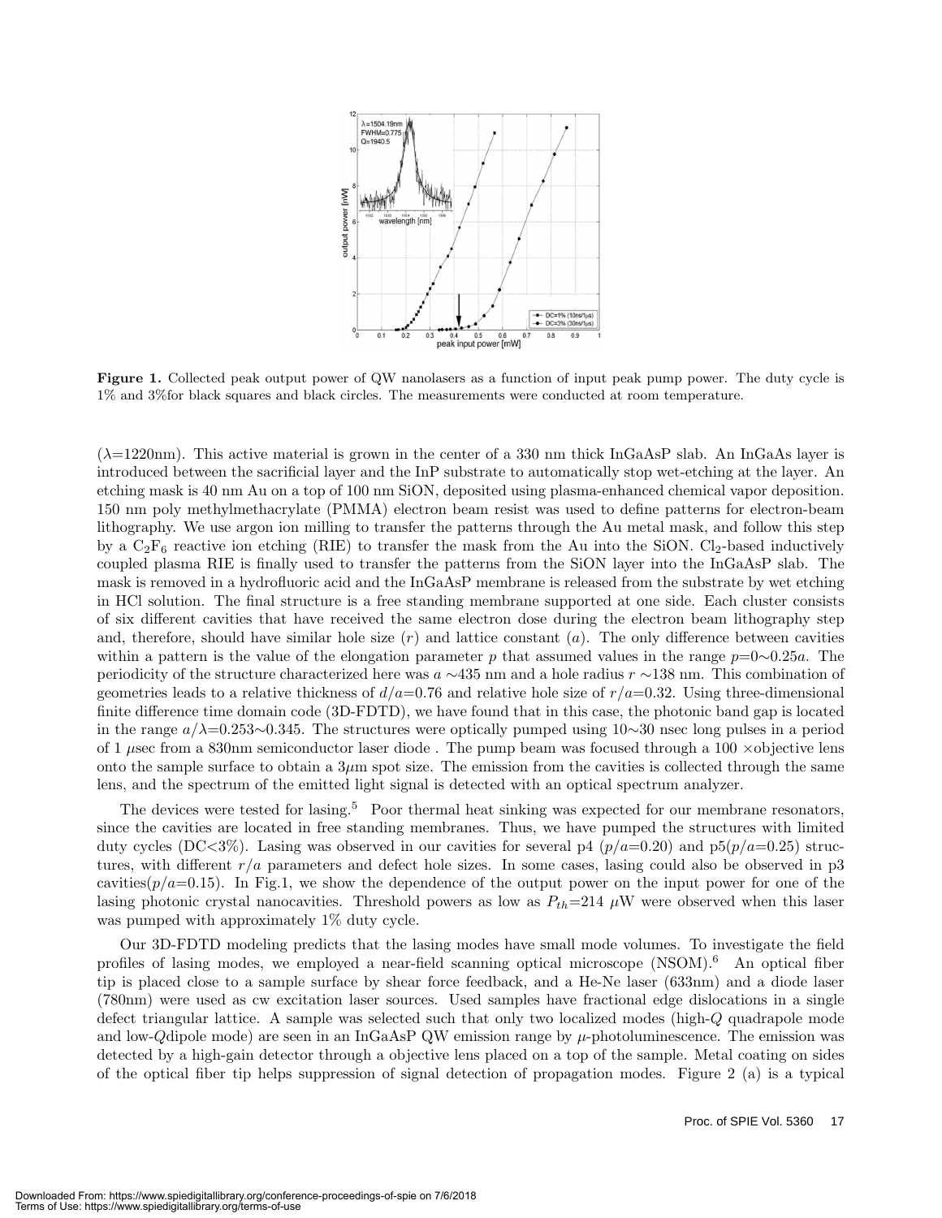**Figure 1.** Collected peak output power of QW nanolasers as a function of input peak pump power. The duty cycle is 1% and 3%for black squares and black circles. The measurements were conducted at room temperature.

($\lambda$=1220nm). This active material is grown in the center of a 330 nm thick InGaAsP slab. An InGaAs layer is introduced between the sacrificial layer and the InP substrate to automatically stop wet-etching at the layer. An etching mask is 40 nm Au on a top of 100 nm SiON, deposited using plasma-enhanced chemical vapor deposition. 150 nm poly methylmethacrylate (PMMA) electron beam resist was used to define patterns for electron-beam lithography. We use argon ion milling to transfer the patterns through the Au metal mask, and follow this step by a $C_2F_6$ reactive ion etching (RIE) to transfer the mask from the Au into the SiON. $Cl_2$-based inductively coupled plasma RIE is finally used to transfer the patterns from the SiON layer into the InGaAsP slab. The mask is removed in a hydrofluoric acid and the InGaAsP membrane is released from the substrate by wet etching in HCl solution. The final structure is a free standing membrane supported at one side. Each cluster consists of six different cavities that have received the same electron dose during the electron beam lithography step and, therefore, should have similar hole size ($r$) and lattice constant ($a$). The only difference between cavities within a pattern is the value of the elongation parameter $p$ that assumed values in the range $p$=0∼0.25$a$. The periodicity of the structure characterized here was $a$ ∼435 nm and a hole radius $r$ ∼138 nm. This combination of geometries leads to a relative thickness of $d/a$=0.76 and relative hole size of $r/a$=0.32. Using three-dimensional finite difference time domain code (3D-FDTD), we have found that in this case, the photonic band gap is located in the range $a/\lambda$=0.253∼0.345. The structures were optically pumped using 10∼30 nsec long pulses in a period of 1 $\mu$sec from a 830nm semiconductor laser diode . The pump beam was focused through a 100 ×objective lens onto the sample surface to obtain a 3$\mu$m spot size. The emission from the cavities is collected through the same lens, and the spectrum of the emitted light signal is detected with an optical spectrum analyzer.

The devices were tested for lasing.[5] Poor thermal heat sinking was expected for our membrane resonators, since the cavities are located in free standing membranes. Thus, we have pumped the structures with limited duty cycles (DC<3%). Lasing was observed in our cavities for several p4 ($p/a$=0.20) and p5($p/a$=0.25) structures, with different $r/a$ parameters and defect hole sizes. In some cases, lasing could also be observed in p3 cavities($p/a$=0.15). In Fig.1, we show the dependence of the output power on the input power for one of the lasing photonic crystal nanocavities. Threshold powers as low as $P_{th}$=214 $\mu$W were observed when this laser was pumped with approximately 1% duty cycle.

Our 3D-FDTD modeling predicts that the lasing modes have small mode volumes. To investigate the field profiles of lasing modes, we employed a near-field scanning optical microscope (NSOM).[6] An optical fiber tip is placed close to a sample surface by shear force feedback, and a He-Ne laser (633nm) and a diode laser (780nm) were used as cw excitation laser sources. Used samples have fractional edge dislocations in a single defect triangular lattice. A sample was selected such that only two localized modes (high-$Q$ quadrapole mode and low-$Q$dipole mode) are seen in an InGaAsP QW emission range by $\mu$-photoluminescence. The emission was detected by a high-gain detector through a objective lens placed on a top of the sample. Metal coating on sides of the optical fiber tip helps suppression of signal detection of propagation modes. Figure 2 (a) is a typical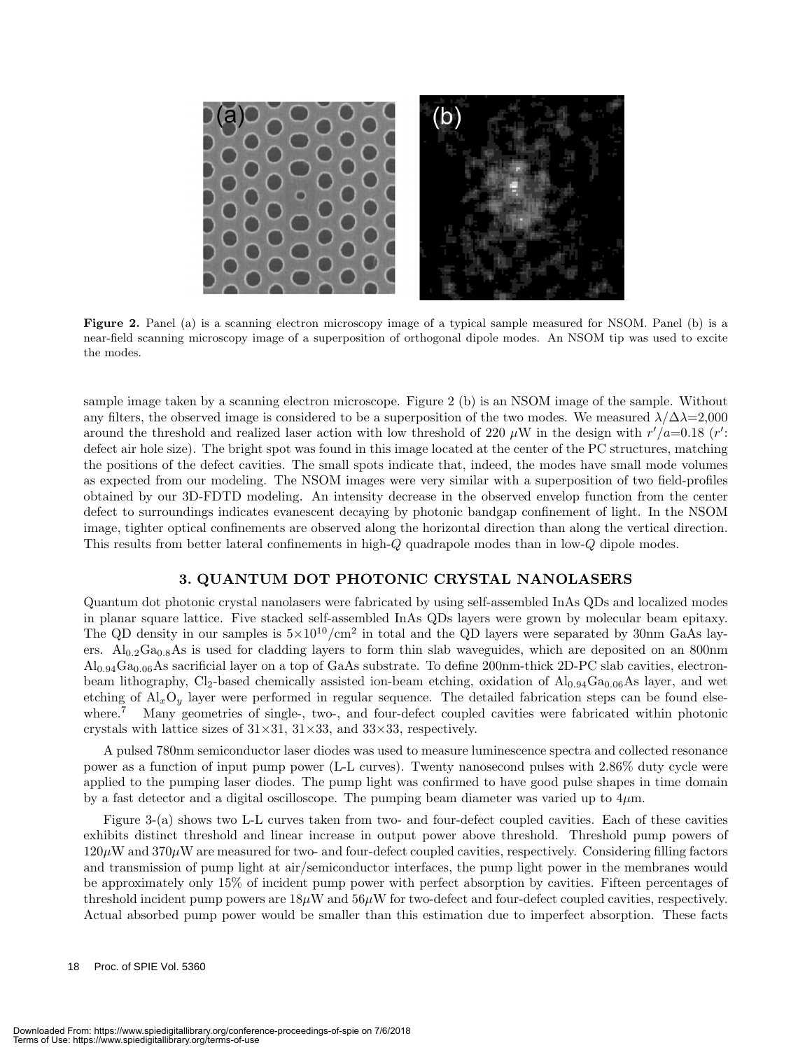Figure 2. Panel (a) is a scanning electron microscopy image of a typical sample measured for NSOM. Panel (b) is a near-field scanning microscopy image of a superposition of orthogonal dipole modes. An NSOM tip was used to excite the modes.

sample image taken by a scanning electron microscope. Figure 2 (b) is an NSOM image of the sample. Without any filters, the observed image is considered to be a superposition of the two modes. We measured $\lambda/\Delta\lambda$=2,000 around the threshold and realized laser action with low threshold of 220 $\mu$W in the design with $r'/a$=0.18 ($r'$: defect air hole size). The bright spot was found in this image located at the center of the PC structures, matching the positions of the defect cavities. The small spots indicate that, indeed, the modes have small mode volumes as expected from our modeling. The NSOM images were very similar with a superposition of two field-profiles obtained by our 3D-FDTD modeling. An intensity decrease in the observed envelop function from the center defect to surroundings indicates evanescent decaying by photonic bandgap confinement of light. In the NSOM image, tighter optical confinements are observed along the horizontal direction than along the vertical direction. This results from better lateral confinements in high-$Q$ quadrapole modes than in low-$Q$ dipole modes.

## 3. QUANTUM DOT PHOTONIC CRYSTAL NANOLASERS

Quantum dot photonic crystal nanolasers were fabricated by using self-assembled InAs QDs and localized modes in planar square lattice. Five stacked self-assembled InAs QDs layers were grown by molecular beam epitaxy. The QD density in our samples is $5\times10^{10}/\text{cm}^2$ in total and the QD layers were separated by 30nm GaAs layers. $Al_{0.2}Ga_{0.8}As$ is used for cladding layers to form thin slab waveguides, which are deposited on an 800nm $Al_{0.94}Ga_{0.06}As$ sacrificial layer on a top of GaAs substrate. To define 200nm-thick 2D-PC slab cavities, electron-beam lithography, $Cl_2$-based chemically assisted ion-beam etching, oxidation of $Al_{0.94}Ga_{0.06}As$ layer, and wet etching of $Al_xO_y$ layer were performed in regular sequence. The detailed fabrication steps can be found elsewhere.[7] Many geometries of single-, two-, and four-defect coupled cavities were fabricated within photonic crystals with lattice sizes of 31×31, 31×33, and 33×33, respectively.

A pulsed 780nm semiconductor laser diodes was used to measure luminescence spectra and collected resonance power as a function of input pump power (L-L curves). Twenty nanosecond pulses with 2.86% duty cycle were applied to the pumping laser diodes. The pump light was confirmed to have good pulse shapes in time domain by a fast detector and a digital oscilloscope. The pumping beam diameter was varied up to 4$\mu$m.

Figure 3-(a) shows two L-L curves taken from two- and four-defect coupled cavities. Each of these cavities exhibits distinct threshold and linear increase in output power above threshold. Threshold pump powers of 120$\mu$W and 370$\mu$W are measured for two- and four-defect coupled cavities, respectively. Considering filling factors and transmission of pump light at air/semiconductor interfaces, the pump light power in the membranes would be approximately only 15% of incident pump power with perfect absorption by cavities. Fifteen percentages of threshold incident pump powers are 18$\mu$W and 56$\mu$W for two-defect and four-defect coupled cavities, respectively. Actual absorbed pump power would be smaller than this estimation due to imperfect absorption. These facts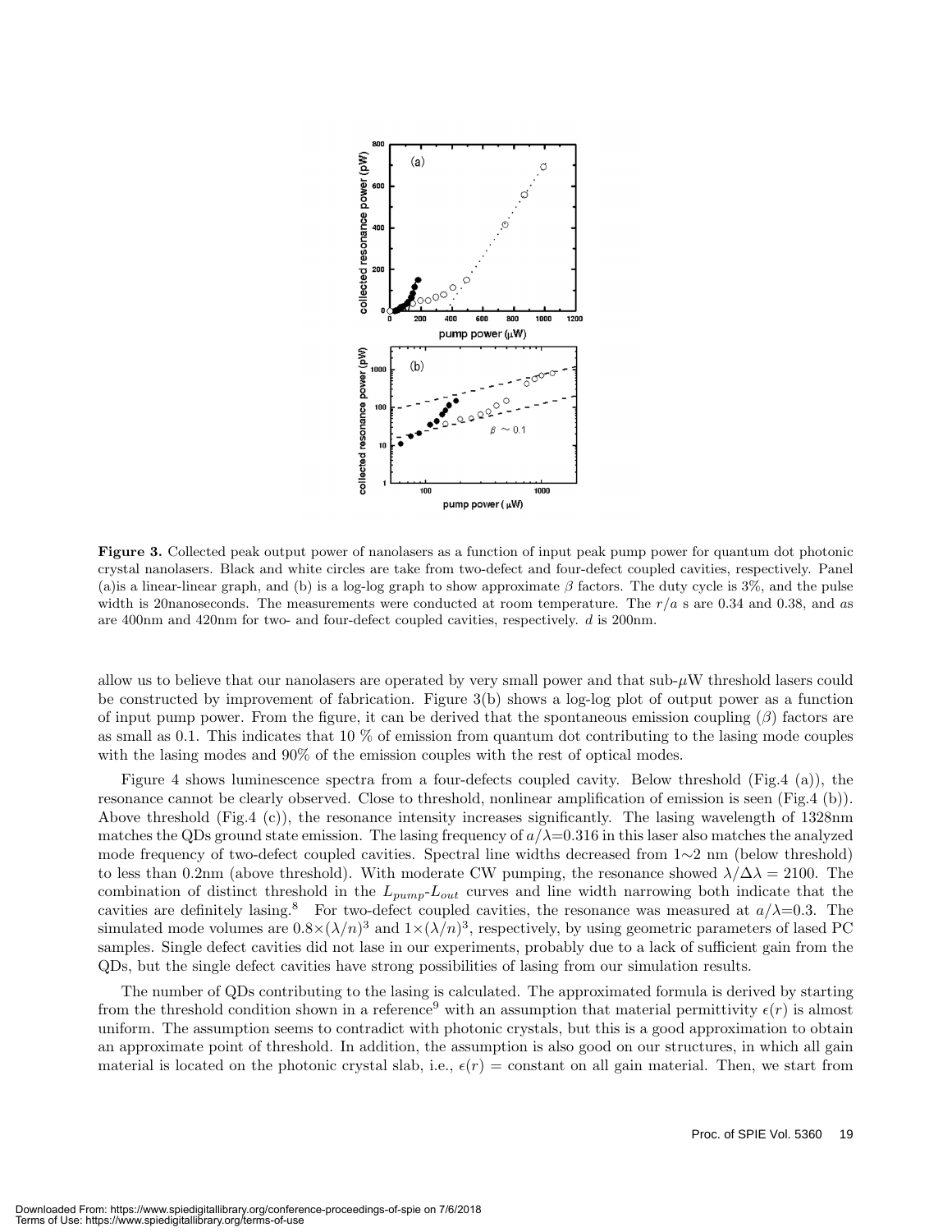Figure 3. Collected peak output power of nanolasers as a function of input peak pump power for quantum dot photonic crystal nanolasers. Black and white circles are take from two-defect and four-defect coupled cavities, respectively. Panel (a)is a linear-linear graph, and (b) is a log-log graph to show approximate $\beta$ factors. The duty cycle is 3%, and the pulse width is 20nanoseconds. The measurements were conducted at room temperature. The $r/a$ s are 0.34 and 0.38, and $a$s are 400nm and 420nm for two- and four-defect coupled cavities, respectively. $d$ is 200nm.

allow us to believe that our nanolasers are operated by very small power and that sub-$\mu$W threshold lasers could be constructed by improvement of fabrication. Figure 3(b) shows a log-log plot of output power as a function of input pump power. From the figure, it can be derived that the spontaneous emission coupling ($\beta$) factors are as small as 0.1. This indicates that 10 % of emission from quantum dot contributing to the lasing mode couples with the lasing modes and 90% of the emission couples with the rest of optical modes.

Figure 4 shows luminescence spectra from a four-defects coupled cavity. Below threshold (Fig.4 (a)), the resonance cannot be clearly observed. Close to threshold, nonlinear amplification of emission is seen (Fig.4 (b)). Above threshold (Fig.4 (c)), the resonance intensity increases significantly. The lasing wavelength of 1328nm matches the QDs ground state emission. The lasing frequency of $a/\lambda$=0.316 in this laser also matches the analyzed mode frequency of two-defect coupled cavities. Spectral line widths decreased from 1~2 nm (below threshold) to less than 0.2nm (above threshold). With moderate CW pumping, the resonance showed $\lambda/\Delta\lambda = 2100$. The combination of distinct threshold in the $L_{pump}$-$L_{out}$ curves and line width narrowing both indicate that the cavities are definitely lasing.[8] For two-defect coupled cavities, the resonance was measured at $a/\lambda$=0.3. The simulated mode volumes are $0.8\times(\lambda/n)^3$ and $1\times(\lambda/n)^3$, respectively, by using geometric parameters of lased PC samples. Single defect cavities did not lase in our experiments, probably due to a lack of sufficient gain from the QDs, but the single defect cavities have strong possibilities of lasing from our simulation results.

The number of QDs contributing to the lasing is calculated. The approximated formula is derived by starting from the threshold condition shown in a reference[9] with an assumption that material permittivity $\epsilon(r)$ is almost uniform. The assumption seems to contradict with photonic crystals, but this is a good approximation to obtain an approximate point of threshold. In addition, the assumption is also good on our structures, in which all gain material is located on the photonic crystal slab, i.e., $\epsilon(r)$ = constant on all gain material. Then, we start from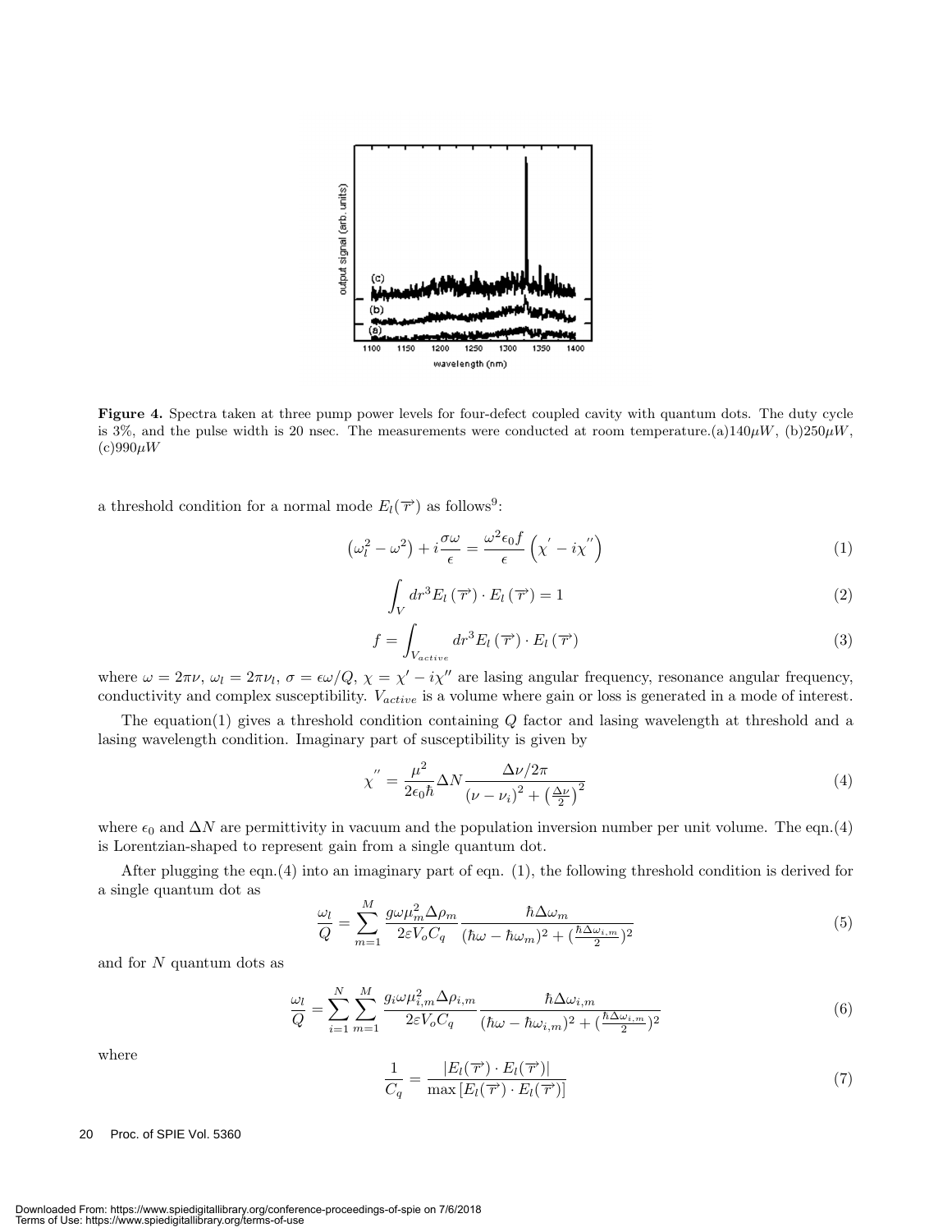**Figure 4.** Spectra taken at three pump power levels for four-defect coupled cavity with quantum dots. The duty cycle is 3%, and the pulse width is 20 nsec. The measurements were conducted at room temperature.(a)140$\mu W$, (b)250$\mu W$, (c)990$\mu W$

a threshold condition for a normal mode $E_l(\overrightarrow{r})$ as follows[9]:

$$\left(\omega_l^2 - \omega^2\right) + i\frac{\sigma\omega}{\epsilon} = \frac{\omega^2\epsilon_0 f}{\epsilon}\left(\chi^{'} - i\chi^{''}\right) \tag{1}$$

$$\int_V dr^3 E_l\left(\overrightarrow{r}\right) \cdot E_l\left(\overrightarrow{r}\right) = 1 \tag{2}$$

$$f = \int_{V_{active}} dr^3 E_l\left(\overrightarrow{r}\right) \cdot E_l\left(\overrightarrow{r}\right) \tag{3}$$

where $\omega = 2\pi\nu$, $\omega_l = 2\pi\nu_l$, $\sigma = \epsilon\omega/Q$, $\chi = \chi' - i\chi''$ are lasing angular frequency, resonance angular frequency, conductivity and complex susceptibility. $V_{active}$ is a volume where gain or loss is generated in a mode of interest.

The equation(1) gives a threshold condition containing $Q$ factor and lasing wavelength at threshold and a lasing wavelength condition. Imaginary part of susceptibility is given by

$$\chi^{''} = \frac{\mu^2}{2\epsilon_0\hbar}\Delta N\frac{\Delta\nu/2\pi}{\left(\nu - \nu_i\right)^2 + \left(\frac{\Delta\nu}{2}\right)^2} \tag{4}$$

where $\epsilon_0$ and $\Delta N$ are permittivity in vacuum and the population inversion number per unit volume. The eqn.(4) is Lorentzian-shaped to represent gain from a single quantum dot.

After plugging the eqn.(4) into an imaginary part of eqn. (1), the following threshold condition is derived for a single quantum dot as

$$\frac{\omega_l}{Q} = \sum_{m=1}^{M}\frac{g\omega\mu_m^2\Delta\rho_m}{2\varepsilon V_o C_q}\frac{\hbar\Delta\omega_m}{(\hbar\omega - \hbar\omega_m)^2 + (\frac{\hbar\Delta\omega_{i,m}}{2})^2} \tag{5}$$

and for $N$ quantum dots as

$$\frac{\omega_l}{Q} = \sum_{i=1}^{N}\sum_{m=1}^{M}\frac{g_i\omega\mu_{i,m}^2\Delta\rho_{i,m}}{2\varepsilon V_o C_q}\frac{\hbar\Delta\omega_{i,m}}{(\hbar\omega - \hbar\omega_{i,m})^2 + (\frac{\hbar\Delta\omega_{i,m}}{2})^2} \tag{6}$$

where

$$\frac{1}{C_q} = \frac{|E_l(\overrightarrow{r}) \cdot E_l(\overrightarrow{r})|}{\max\left[E_l(\overrightarrow{r}) \cdot E_l(\overrightarrow{r})\right]} \tag{7}$$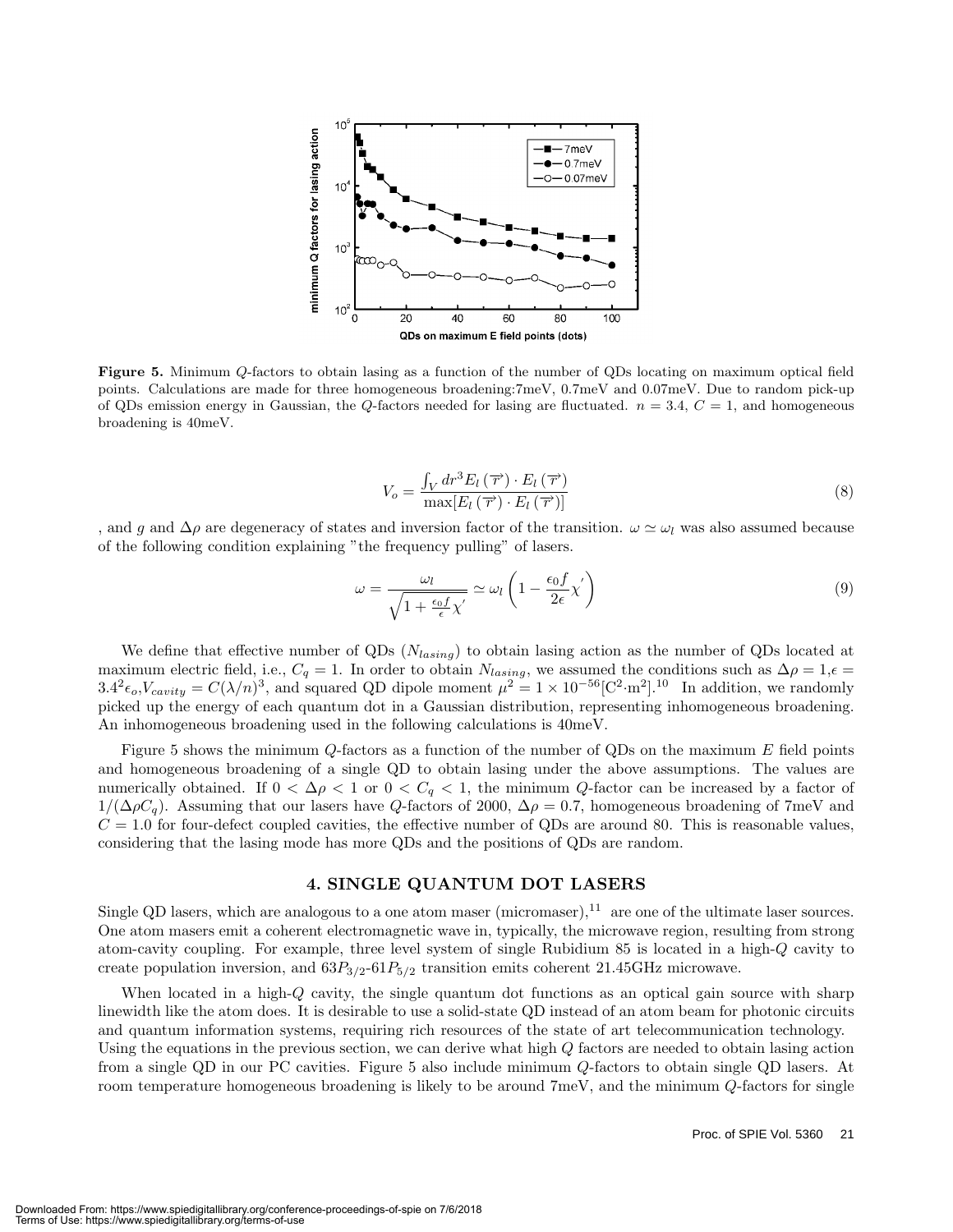**Figure 5.** Minimum $Q$-factors to obtain lasing as a function of the number of QDs locating on maximum optical field points. Calculations are made for three homogeneous broadening:7meV, 0.7meV and 0.07meV. Due to random pick-up of QDs emission energy in Gaussian, the $Q$-factors needed for lasing are fluctuated. $n = 3.4$, $C = 1$, and homogeneous broadening is 40meV.

$$V_o = \frac{\int_V dr^3 E_l(\overrightarrow{r}) \cdot E_l(\overrightarrow{r})}{\max[E_l(\overrightarrow{r}) \cdot E_l(\overrightarrow{r})]} \tag{8}$$

, and $g$ and $\Delta\rho$ are degeneracy of states and inversion factor of the transition. $\omega \simeq \omega_l$ was also assumed because of the following condition explaining "the frequency pulling" of lasers.

$$\omega = \frac{\omega_l}{\sqrt{1 + \frac{\epsilon_0 f}{\epsilon}\chi'}} \simeq \omega_l \left(1 - \frac{\epsilon_0 f}{2\epsilon}\chi'\right) \tag{9}$$

We define that effective number of QDs ($N_{lasing}$) to obtain lasing action as the number of QDs located at maximum electric field, i.e., $C_q = 1$. In order to obtain $N_{lasing}$, we assumed the conditions such as $\Delta\rho = 1, \epsilon = 3.4^2\epsilon_o, V_{cavity} = C(\lambda/n)^3$, and squared QD dipole moment $\mu^2 = 1 \times 10^{-56}[\mathrm{C}^2 \cdot \mathrm{m}^2]$.[10] In addition, we randomly picked up the energy of each quantum dot in a Gaussian distribution, representing inhomogeneous broadening. An inhomogeneous broadening used in the following calculations is 40meV.

Figure 5 shows the minimum $Q$-factors as a function of the number of QDs on the maximum $E$ field points and homogeneous broadening of a single QD to obtain lasing under the above assumptions. The values are numerically obtained. If $0 < \Delta\rho < 1$ or $0 < C_q < 1$, the minimum $Q$-factor can be increased by a factor of $1/(\Delta\rho C_q)$. Assuming that our lasers have $Q$-factors of 2000, $\Delta\rho = 0.7$, homogeneous broadening of 7meV and $C = 1.0$ for four-defect coupled cavities, the effective number of QDs are around 80. This is reasonable values, considering that the lasing mode has more QDs and the positions of QDs are random.

## 4. SINGLE QUANTUM DOT LASERS

Single QD lasers, which are analogous to a one atom maser (micromaser),[11] are one of the ultimate laser sources. One atom masers emit a coherent electromagnetic wave in, typically, the microwave region, resulting from strong atom-cavity coupling. For example, three level system of single Rubidium 85 is located in a high-$Q$ cavity to create population inversion, and $63P_{3/2}$-$61P_{5/2}$ transition emits coherent 21.45GHz microwave.

When located in a high-$Q$ cavity, the single quantum dot functions as an optical gain source with sharp linewidth like the atom does. It is desirable to use a solid-state QD instead of an atom beam for photonic circuits and quantum information systems, requiring rich resources of the state of art telecommunication technology. Using the equations in the previous section, we can derive what high $Q$ factors are needed to obtain lasing action from a single QD in our PC cavities. Figure 5 also include minimum $Q$-factors to obtain single QD lasers. At room temperature homogeneous broadening is likely to be around 7meV, and the minimum $Q$-factors for single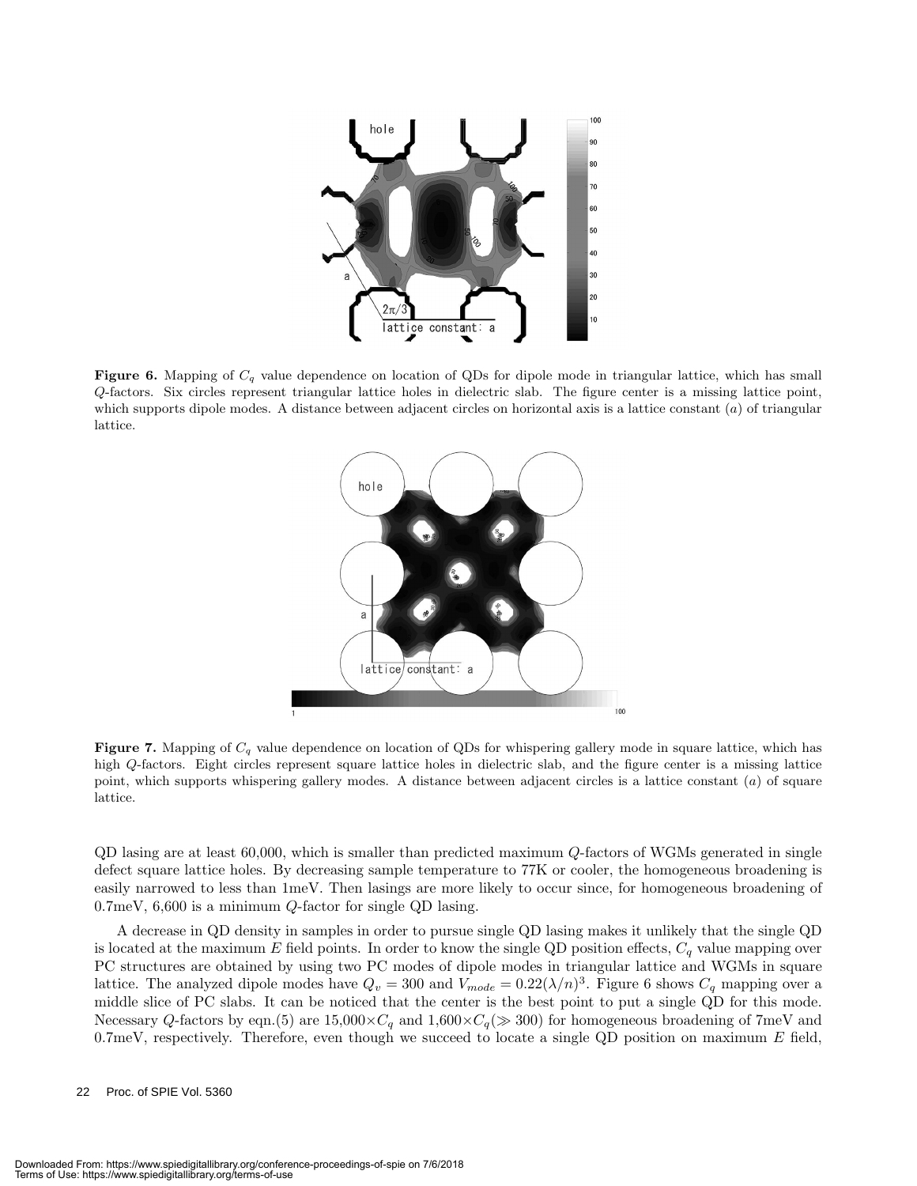**Figure 6.** Mapping of $C_q$ value dependence on location of QDs for dipole mode in triangular lattice, which has small $Q$-factors. Six circles represent triangular lattice holes in dielectric slab. The figure center is a missing lattice point, which supports dipole modes. A distance between adjacent circles on horizontal axis is a lattice constant ($a$) of triangular lattice.

**Figure 7.** Mapping of $C_q$ value dependence on location of QDs for whispering gallery mode in square lattice, which has high $Q$-factors. Eight circles represent square lattice holes in dielectric slab, and the figure center is a missing lattice point, which supports whispering gallery modes. A distance between adjacent circles is a lattice constant ($a$) of square lattice.

QD lasing are at least 60,000, which is smaller than predicted maximum $Q$-factors of WGMs generated in single defect square lattice holes. By decreasing sample temperature to 77K or cooler, the homogeneous broadening is easily narrowed to less than 1meV. Then lasings are more likely to occur since, for homogeneous broadening of 0.7meV, 6,600 is a minimum $Q$-factor for single QD lasing.

A decrease in QD density in samples in order to pursue single QD lasing makes it unlikely that the single QD is located at the maximum $E$ field points. In order to know the single QD position effects, $C_q$ value mapping over PC structures are obtained by using two PC modes of dipole modes in triangular lattice and WGMs in square lattice. The analyzed dipole modes have $Q_v = 300$ and $V_{mode} = 0.22(\lambda/n)^3$. Figure 6 shows $C_q$ mapping over a middle slice of PC slabs. It can be noticed that the center is the best point to put a single QD for this mode. Necessary $Q$-factors by eqn.(5) are $15{,}000 \times C_q$ and $1{,}600 \times C_q (\gg 300)$ for homogeneous broadening of 7meV and 0.7meV, respectively. Therefore, even though we succeed to locate a single QD position on maximum $E$ field,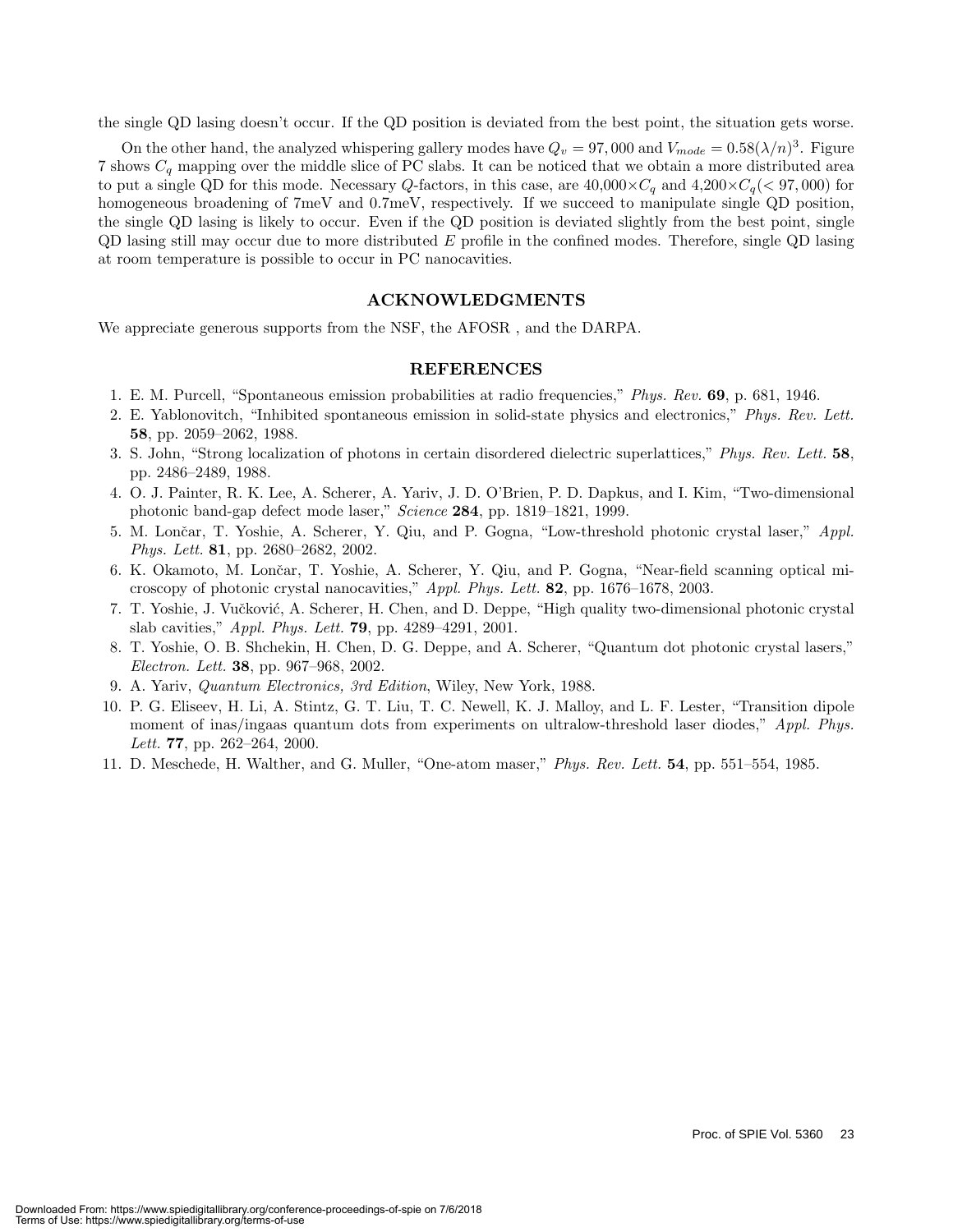the single QD lasing doesn't occur. If the QD position is deviated from the best point, the situation gets worse.

On the other hand, the analyzed whispering gallery modes have $Q_v = 97,000$ and $V_{mode} = 0.58(\lambda/n)^3$. Figure 7 shows $C_q$ mapping over the middle slice of PC slabs. It can be noticed that we obtain a more distributed area to put a single QD for this mode. Necessary $Q$-factors, in this case, are $40{,}000\times C_q$ and $4{,}200\times C_q (< 97,000)$ for homogeneous broadening of 7meV and 0.7meV, respectively. If we succeed to manipulate single QD position, the single QD lasing is likely to occur. Even if the QD position is deviated slightly from the best point, single QD lasing still may occur due to more distributed $E$ profile in the confined modes. Therefore, single QD lasing at room temperature is possible to occur in PC nanocavities.

## ACKNOWLEDGMENTS

We appreciate generous supports from the NSF, the AFOSR , and the DARPA.

## REFERENCES

1. E. M. Purcell, "Spontaneous emission probabilities at radio frequencies," *Phys. Rev.* **69**, p. 681, 1946.
2. E. Yablonovitch, "Inhibited spontaneous emission in solid-state physics and electronics," *Phys. Rev. Lett.* **58**, pp. 2059–2062, 1988.
3. S. John, "Strong localization of photons in certain disordered dielectric superlattices," *Phys. Rev. Lett.* **58**, pp. 2486–2489, 1988.
4. O. J. Painter, R. K. Lee, A. Scherer, A. Yariv, J. D. O'Brien, P. D. Dapkus, and I. Kim, "Two-dimensional photonic band-gap defect mode laser," *Science* **284**, pp. 1819–1821, 1999.
5. M. Lončar, T. Yoshie, A. Scherer, Y. Qiu, and P. Gogna, "Low-threshold photonic crystal laser," *Appl. Phys. Lett.* **81**, pp. 2680–2682, 2002.
6. K. Okamoto, M. Lončar, T. Yoshie, A. Scherer, Y. Qiu, and P. Gogna, "Near-field scanning optical microscopy of photonic crystal nanocavities," *Appl. Phys. Lett.* **82**, pp. 1676–1678, 2003.
7. T. Yoshie, J. Vučković, A. Scherer, H. Chen, and D. Deppe, "High quality two-dimensional photonic crystal slab cavities," *Appl. Phys. Lett.* **79**, pp. 4289–4291, 2001.
8. T. Yoshie, O. B. Shchekin, H. Chen, D. G. Deppe, and A. Scherer, "Quantum dot photonic crystal lasers," *Electron. Lett.* **38**, pp. 967–968, 2002.
9. A. Yariv, *Quantum Electronics, 3rd Edition*, Wiley, New York, 1988.
10. P. G. Eliseev, H. Li, A. Stintz, G. T. Liu, T. C. Newell, K. J. Malloy, and L. F. Lester, "Transition dipole moment of inas/ingaas quantum dots from experiments on ultralow-threshold laser diodes," *Appl. Phys. Lett.* **77**, pp. 262–264, 2000.
11. D. Meschede, H. Walther, and G. Muller, "One-atom maser," *Phys. Rev. Lett.* **54**, pp. 551–554, 1985.